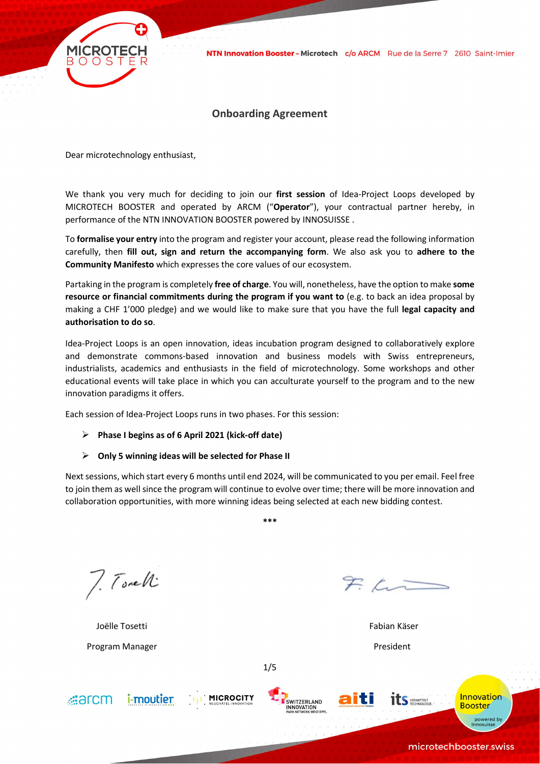## Onboarding Agreement

Dear microtechnology enthusiast,

We thank you very much for deciding to join our **first session** of Idea-Project Loops developed by MICROTECH BOOSTER and operated by ARCM ("**Operator**"), your contractual partner hereby, in performance of the NTN INNOVATION BOOSTER powered by INNOSUISSE .

To **formalise your entry** into the program and register your account, please read the following information carefully, then **fill out, sign and return the accompanying form**. We also ask you to **adhere to the Community Manifesto** which expresses the core values of our ecosystem.

Partaking in the program is completely **free of charge**. You will, nonetheless, have the option to make **some resource or financial commitments during the program if you want to** (e.g. to back an idea proposal by making a CHF 1'000 pledge) and we would like to make sure that you have the full **legal capacity and authorisation to do so**.

Idea-Project Loops is an open innovation, ideas incubation program designed to collaboratively explore and demonstrate commons-based innovation and business models with Swiss entrepreneurs, industrialists, academics and enthusiasts in the field of microtechnology. Some workshops and other educational events will take place in which you can acculturate yourself to the program and to the new innovation paradigms it offers.

Each session of Idea-Project Loops runs in two phases. For this session:

- **Phase I begins as of 6 April 2021 (kick-off date)**
- **Only 5 winning ideas will be selected for Phase II**

Next sessions, which start every 6 months until end 2024, will be communicated to you per email. Feel free to join them as well since the program will continue to evolve over time; there will be more innovation and collaboration opportunities, with more winning ideas being selected at each new bidding contest.

***

Joëlle Tosetti
Program Manager

Fabian Käser
President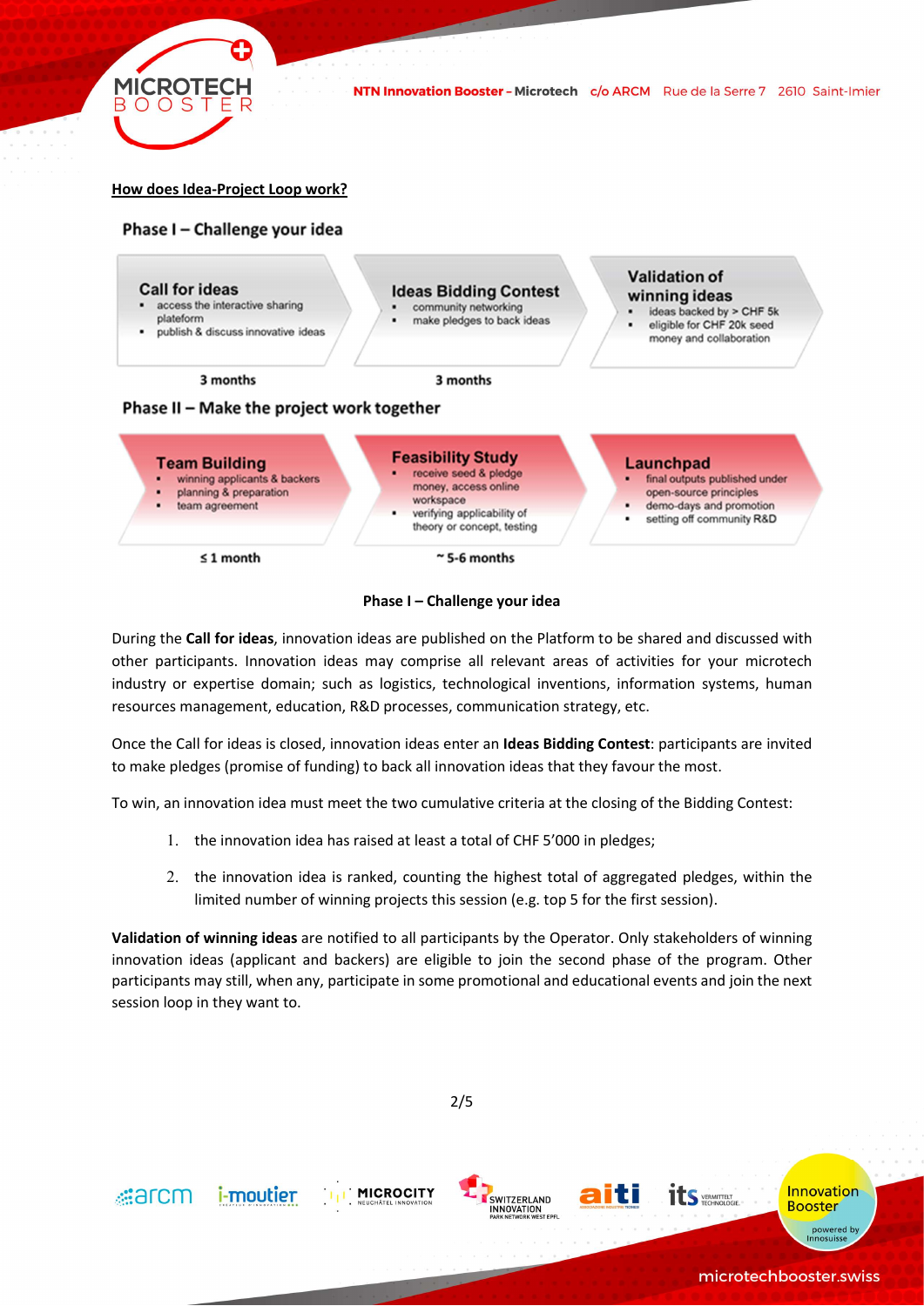**How does Idea-Project Loop work?**

### Phase I – Challenge your idea

**Call for ideas**
- access the interactive sharing plateform
- publish & discuss innovative ideas

3 months

**Ideas Bidding Contest**
- community networking
- make pledges to back ideas

3 months

**Validation of winning ideas**
- ideas backed by > CHF 5k
- eligible for CHF 20k seed money and collaboration

### Phase II – Make the project work together

**Team Building**
- winning applicants & backers
- planning & preparation
- team agreement

≤ 1 month

**Feasibility Study**
- receive seed & pledge money, access online workspace
- verifying applicability of theory or concept, testing

~ 5-6 months

**Launchpad**
- final outputs published under open-source principles
- demo-days and promotion
- setting off community R&D

**Phase I – Challenge your idea**

During the **Call for ideas**, innovation ideas are published on the Platform to be shared and discussed with other participants. Innovation ideas may comprise all relevant areas of activities for your microtech industry or expertise domain; such as logistics, technological inventions, information systems, human resources management, education, R&D processes, communication strategy, etc.

Once the Call for ideas is closed, innovation ideas enter an **Ideas Bidding Contest**: participants are invited to make pledges (promise of funding) to back all innovation ideas that they favour the most.

To win, an innovation idea must meet the two cumulative criteria at the closing of the Bidding Contest:

1. the innovation idea has raised at least a total of CHF 5'000 in pledges;
2. the innovation idea is ranked, counting the highest total of aggregated pledges, within the limited number of winning projects this session (e.g. top 5 for the first session).

**Validation of winning ideas** are notified to all participants by the Operator. Only stakeholders of winning innovation ideas (applicant and backers) are eligible to join the second phase of the program. Other participants may still, when any, participate in some promotional and educational events and join the next session loop in they want to.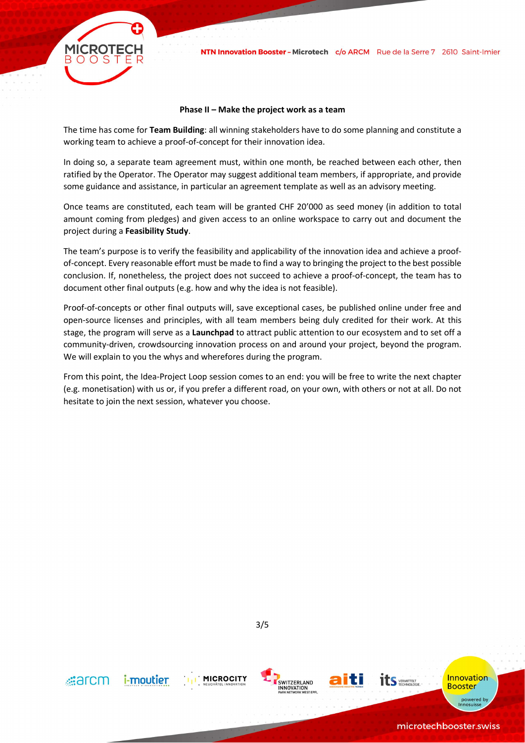**Phase II – Make the project work as a team**

The time has come for **Team Building**: all winning stakeholders have to do some planning and constitute a working team to achieve a proof-of-concept for their innovation idea.

In doing so, a separate team agreement must, within one month, be reached between each other, then ratified by the Operator. The Operator may suggest additional team members, if appropriate, and provide some guidance and assistance, in particular an agreement template as well as an advisory meeting.

Once teams are constituted, each team will be granted CHF 20'000 as seed money (in addition to total amount coming from pledges) and given access to an online workspace to carry out and document the project during a **Feasibility Study**.

The team's purpose is to verify the feasibility and applicability of the innovation idea and achieve a proof-of-concept. Every reasonable effort must be made to find a way to bringing the project to the best possible conclusion. If, nonetheless, the project does not succeed to achieve a proof-of-concept, the team has to document other final outputs (e.g. how and why the idea is not feasible).

Proof-of-concepts or other final outputs will, save exceptional cases, be published online under free and open-source licenses and principles, with all team members being duly credited for their work. At this stage, the program will serve as a **Launchpad** to attract public attention to our ecosystem and to set off a community-driven, crowdsourcing innovation process on and around your project, beyond the program. We will explain to you the whys and wherefores during the program.

From this point, the Idea-Project Loop session comes to an end: you will be free to write the next chapter (e.g. monetisation) with us or, if you prefer a different road, on your own, with others or not at all. Do not hesitate to join the next session, whatever you choose.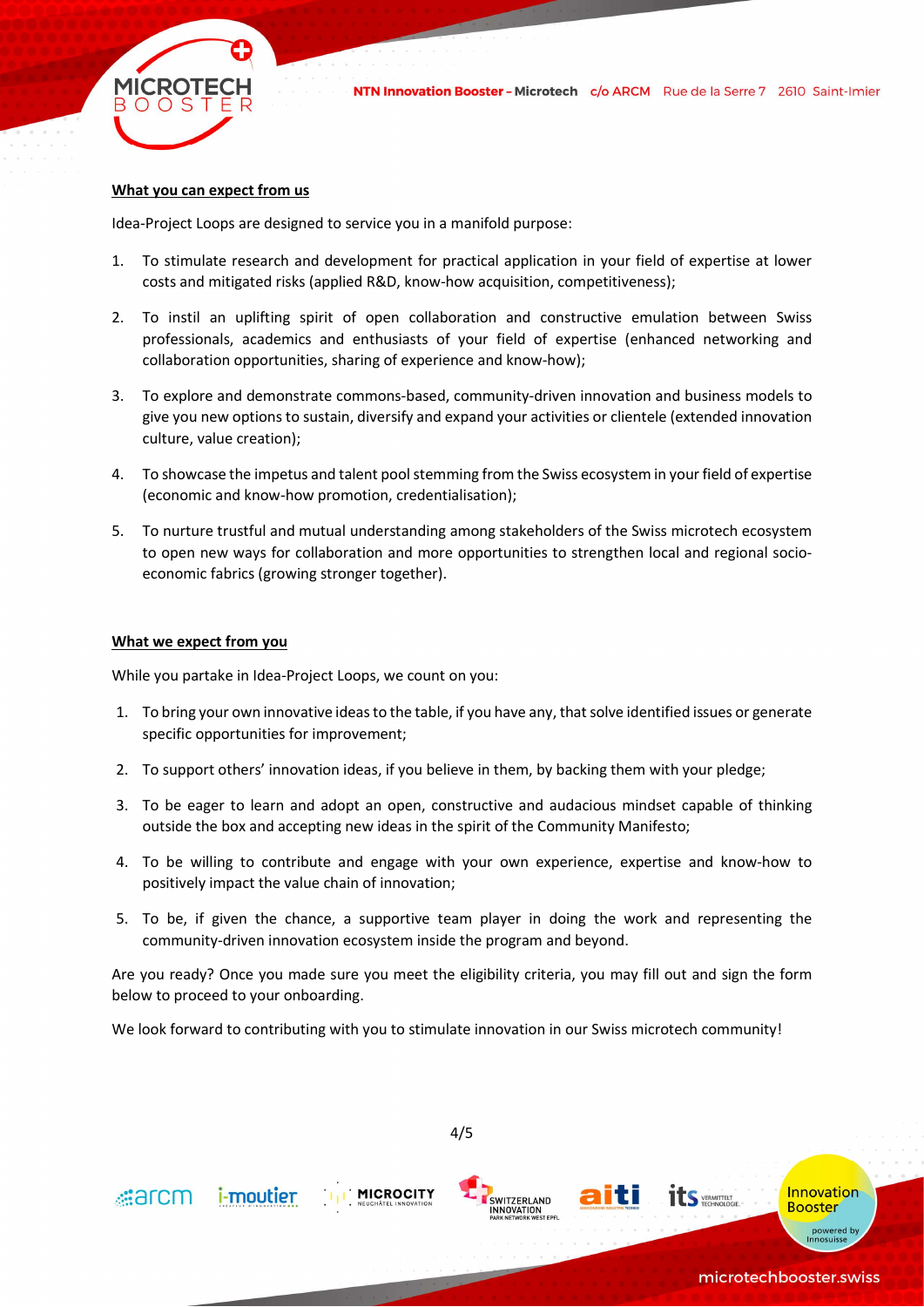**What you can expect from us**

Idea-Project Loops are designed to service you in a manifold purpose:

1. To stimulate research and development for practical application in your field of expertise at lower costs and mitigated risks (applied R&D, know-how acquisition, competitiveness);

2. To instil an uplifting spirit of open collaboration and constructive emulation between Swiss professionals, academics and enthusiasts of your field of expertise (enhanced networking and collaboration opportunities, sharing of experience and know-how);

3. To explore and demonstrate commons-based, community-driven innovation and business models to give you new options to sustain, diversify and expand your activities or clientele (extended innovation culture, value creation);

4. To showcase the impetus and talent pool stemming from the Swiss ecosystem in your field of expertise (economic and know-how promotion, credentialisation);

5. To nurture trustful and mutual understanding among stakeholders of the Swiss microtech ecosystem to open new ways for collaboration and more opportunities to strengthen local and regional socio-economic fabrics (growing stronger together).

**What we expect from you**

While you partake in Idea-Project Loops, we count on you:

1. To bring your own innovative ideas to the table, if you have any, that solve identified issues or generate specific opportunities for improvement;

2. To support others' innovation ideas, if you believe in them, by backing them with your pledge;

3. To be eager to learn and adopt an open, constructive and audacious mindset capable of thinking outside the box and accepting new ideas in the spirit of the Community Manifesto;

4. To be willing to contribute and engage with your own experience, expertise and know-how to positively impact the value chain of innovation;

5. To be, if given the chance, a supportive team player in doing the work and representing the community-driven innovation ecosystem inside the program and beyond.

Are you ready? Once you made sure you meet the eligibility criteria, you may fill out and sign the form below to proceed to your onboarding.

We look forward to contributing with you to stimulate innovation in our Swiss microtech community!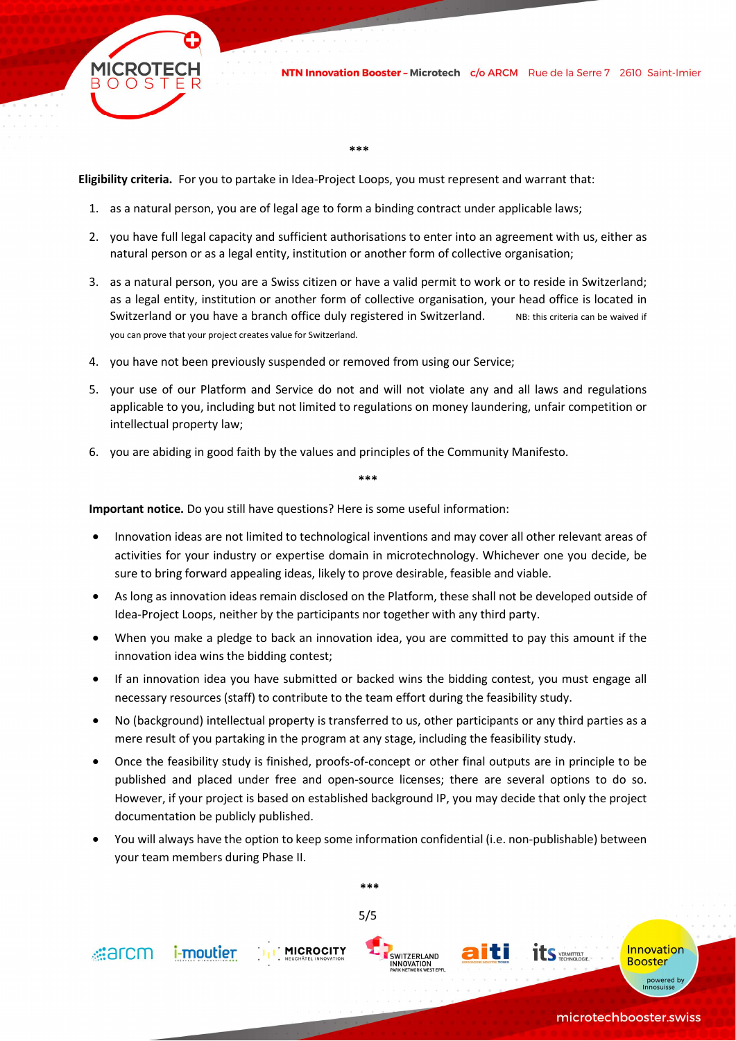\*\*\*

**Eligibility criteria.** For you to partake in Idea-Project Loops, you must represent and warrant that:

1. as a natural person, you are of legal age to form a binding contract under applicable laws;
2. you have full legal capacity and sufficient authorisations to enter into an agreement with us, either as natural person or as a legal entity, institution or another form of collective organisation;
3. as a natural person, you are a Swiss citizen or have a valid permit to work or to reside in Switzerland; as a legal entity, institution or another form of collective organisation, your head office is located in Switzerland or you have a branch office duly registered in Switzerland. NB: this criteria can be waived if you can prove that your project creates value for Switzerland.
4. you have not been previously suspended or removed from using our Service;
5. your use of our Platform and Service do not and will not violate any and all laws and regulations applicable to you, including but not limited to regulations on money laundering, unfair competition or intellectual property law;
6. you are abiding in good faith by the values and principles of the Community Manifesto.

\*\*\*

**Important notice.** Do you still have questions? Here is some useful information:

- Innovation ideas are not limited to technological inventions and may cover all other relevant areas of activities for your industry or expertise domain in microtechnology. Whichever one you decide, be sure to bring forward appealing ideas, likely to prove desirable, feasible and viable.
- As long as innovation ideas remain disclosed on the Platform, these shall not be developed outside of Idea-Project Loops, neither by the participants nor together with any third party.
- When you make a pledge to back an innovation idea, you are committed to pay this amount if the innovation idea wins the bidding contest;
- If an innovation idea you have submitted or backed wins the bidding contest, you must engage all necessary resources (staff) to contribute to the team effort during the feasibility study.
- No (background) intellectual property is transferred to us, other participants or any third parties as a mere result of you partaking in the program at any stage, including the feasibility study.
- Once the feasibility study is finished, proofs-of-concept or other final outputs are in principle to be published and placed under free and open-source licenses; there are several options to do so. However, if your project is based on established background IP, you may decide that only the project documentation be publicly published.
- You will always have the option to keep some information confidential (i.e. non-publishable) between your team members during Phase II.

\*\*\*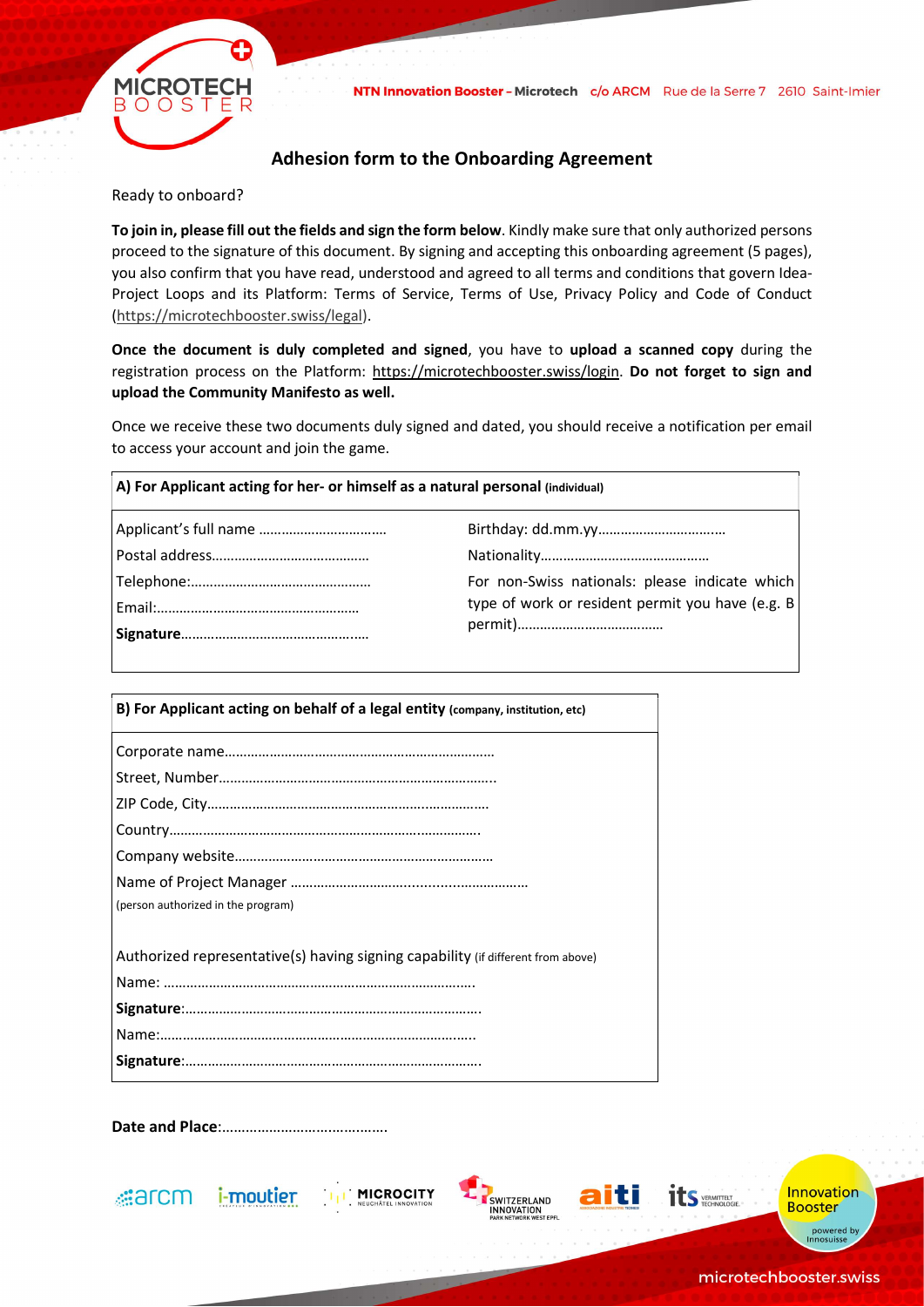# Adhesion form to the Onboarding Agreement

Ready to onboard?

**To join in, please fill out the fields and sign the form below**. Kindly make sure that only authorized persons proceed to the signature of this document. By signing and accepting this onboarding agreement (5 pages), you also confirm that you have read, understood and agreed to all terms and conditions that govern Idea-Project Loops and its Platform: Terms of Service, Terms of Use, Privacy Policy and Code of Conduct (https://microtechbooster.swiss/legal).

**Once the document is duly completed and signed**, you have to **upload a scanned copy** during the registration process on the Platform: https://microtechbooster.swiss/login. **Do not forget to sign and upload the Community Manifesto as well.**

Once we receive these two documents duly signed and dated, you should receive a notification per email to access your account and join the game.

**A) For Applicant acting for her- or himself as a natural personal** **(individual)**

Applicant's full name ……………………………

Postal address……………………………………

Telephone:…………………………………………

Email:………………………………………………

**Signature**…………………………………………

Birthday: dd.mm.yy……………………………

Nationality………………………………………

For non-Swiss nationals: please indicate which type of work or resident permit you have (e.g. B permit)…………………………………

**B) For Applicant acting on behalf of a legal entity** **(company, institution, etc)**

Corporate name……………………………………………………………

Street, Number………………………………………………………………..

ZIP Code, City………………………………………………………………

Country…………………………………………………………………………

Company website…………………………………………………………

Name of Project Manager ……………………………………………………
(person authorized in the program)

Authorized representative(s) having signing capability (if different from above)

Name: ……………………………………………………………………….

**Signature**:……………………………………………………………………..

Name:………………………………………………………………………..

**Signature**:……………………………………………………………………..

**Date and Place**:……………………………………